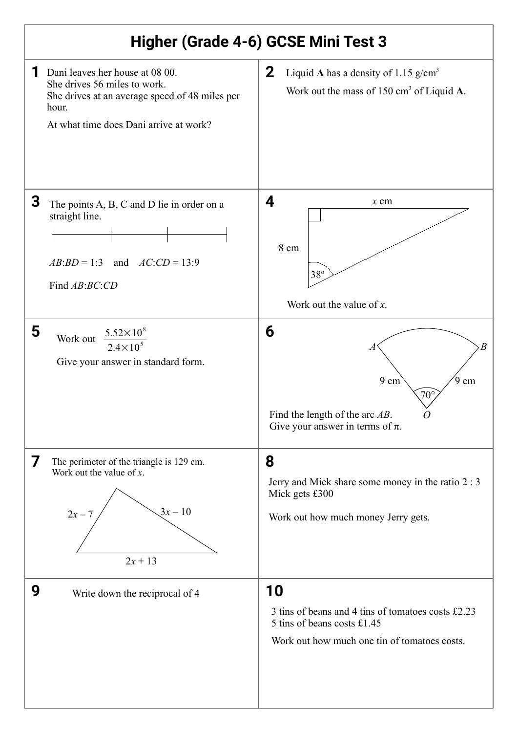# Higher (Grade 4-6) GCSE Mini Test 3

**1** Dani leaves her house at 08 00.
She drives 56 miles to work.
She drives at an average speed of 48 miles per hour.

At what time does Dani arrive at work?

**2** Liquid **A** has a density of 1.15 g/cm$^3$

Work out the mass of 150 cm$^3$ of Liquid **A**.

**3** The points A, B, C and D lie in order on a straight line.

$AB$:$BD$ = 1:3 and $AC$:$CD$ = 13:9

Find $AB$:$BC$:$CD$

**4** x cm

8 cm

38º

Work out the value of $x$.

**5** Work out $\dfrac{5.52\times10^{8}}{2.4\times10^{5}}$

Give your answer in standard form.

**6** A B

9 cm 9 cm

70°

O

Find the length of the arc $AB$.
Give your answer in terms of π.

**7** The perimeter of the triangle is 129 cm.
Work out the value of $x$.

$2x - 7$

$3x - 10$

$2x + 13$

**8** Jerry and Mick share some money in the ratio 2 : 3
Mick gets £300

Work out how much money Jerry gets.

**9** Write down the reciprocal of 4

**10** 3 tins of beans and 4 tins of tomatoes costs £2.23
5 tins of beans costs £1.45

Work out how much one tin of tomatoes costs.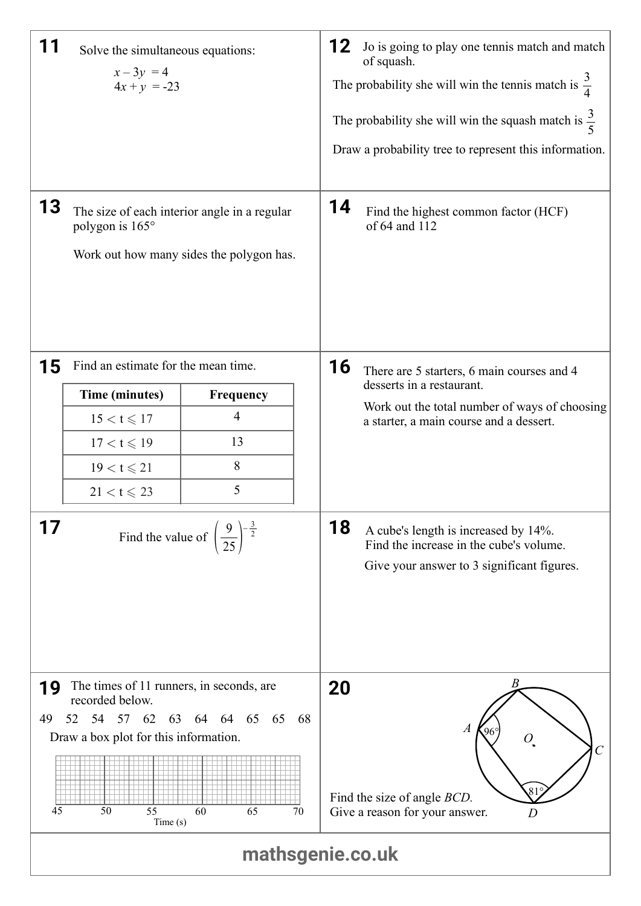## 11

Solve the simultaneous equations:

$$x - 3y = 4$$
$$4x + y = -23$$

## 12

Jo is going to play one tennis match and match of squash.

The probability she will win the tennis match is $\frac{3}{4}$

The probability she will win the squash match is $\frac{3}{5}$

Draw a probability tree to represent this information.

## 13

The size of each interior angle in a regular polygon is 165°

Work out how many sides the polygon has.

## 14

Find the highest common factor (HCF) of 64 and 112

## 15

Find an estimate for the mean time.

| Time (minutes) | Frequency |
|---|---|
| $15 < t \leqslant 17$ | 4 |
| $17 < t \leqslant 19$ | 13 |
| $19 < t \leqslant 21$ | 8 |
| $21 < t \leqslant 23$ | 5 |

## 16

There are 5 starters, 6 main courses and 4 desserts in a restaurant.

Work out the total number of ways of choosing a starter, a main course and a dessert.

## 17

Find the value of $\left(\frac{9}{25}\right)^{-\frac{3}{2}}$

## 18

A cube's length is increased by 14%.
Find the increase in the cube's volume.

Give your answer to 3 significant figures.

## 19

The times of 11 runners, in seconds, are recorded below.

49 52 54 57 62 63 64 64 65 65 68

Draw a box plot for this information.

45 50 55 60 65 70

Time (s)

## 20

B
A
96°
O
C
81°
D

Find the size of angle $BCD$.
Give a reason for your answer.

mathsgenie.co.uk